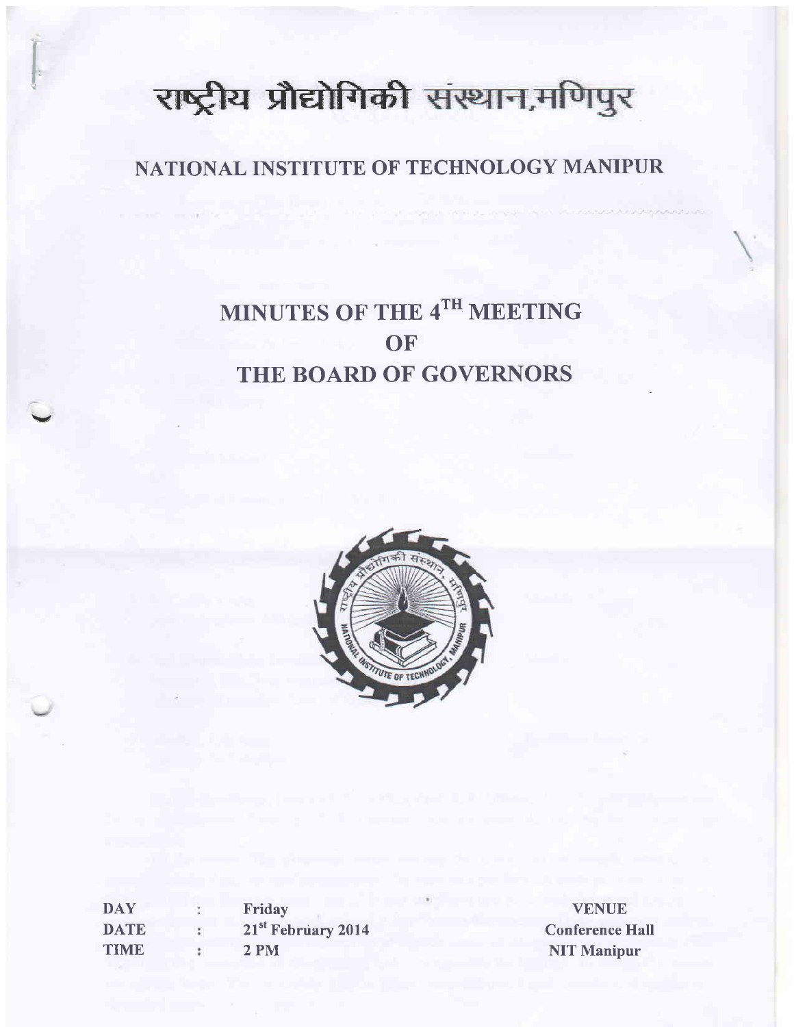# राष्ट्रीय प्रौद्योगिकी संस्थान,मणिपुर

## NATIONAL INSTITUTE OF TECHNOLOGY MANIPUR

# MINUTES OF THE 4TH MEETING OF THE BOARD OF GOVERNORS

| | | | |
|---|---|---|---|
| DAY | : | Friday | VENUE |
| DATE | : | 21st February 2014 | Conference Hall |
| TIME | : | 2 PM | NIT Manipur |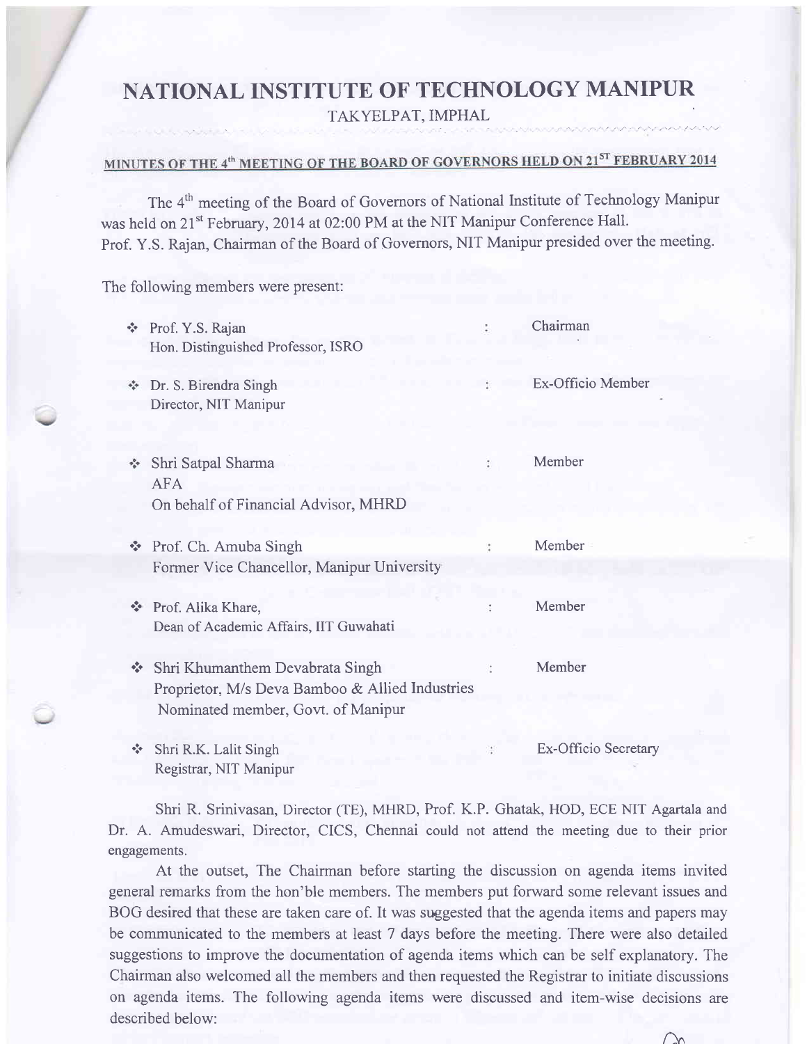# NATIONAL INSTITUTE OF TECHNOLOGY MANIPUR

TAKYELPAT, IMPHAL

## MINUTES OF THE 4th MEETING OF THE BOARD OF GOVERNORS HELD ON 21ST FEBRUARY 2014

The 4th meeting of the Board of Governors of National Institute of Technology Manipur was held on 21st February, 2014 at 02:00 PM at the NIT Manipur Conference Hall. Prof. Y.S. Rajan, Chairman of the Board of Governors, NIT Manipur presided over the meeting.

The following members were present:

| | | |
|---|---|---|
| ❖ Prof. Y.S. Rajan<br>Hon. Distinguished Professor, ISRO | : | Chairman |
| ❖ Dr. S. Birendra Singh<br>Director, NIT Manipur | : | Ex-Officio Member |
| ❖ Shri Satpal Sharma<br>AFA<br>On behalf of Financial Advisor, MHRD | : | Member |
| ❖ Prof. Ch. Amuba Singh<br>Former Vice Chancellor, Manipur University | : | Member |
| ❖ Prof. Alika Khare,<br>Dean of Academic Affairs, IIT Guwahati | : | Member |
| ❖ Shri Khumanthem Devabrata Singh<br>Proprietor, M/s Deva Bamboo & Allied Industries<br>Nominated member, Govt. of Manipur | : | Member |
| ❖ Shri R.K. Lalit Singh<br>Registrar, NIT Manipur | : | Ex-Officio Secretary |

Shri R. Srinivasan, Director (TE), MHRD, Prof. K.P. Ghatak, HOD, ECE NIT Agartala and Dr. A. Amudeswari, Director, CICS, Chennai could not attend the meeting due to their prior engagements.

At the outset, The Chairman before starting the discussion on agenda items invited general remarks from the hon'ble members. The members put forward some relevant issues and BOG desired that these are taken care of. It was suggested that the agenda items and papers may be communicated to the members at least 7 days before the meeting. There were also detailed suggestions to improve the documentation of agenda items which can be self explanatory. The Chairman also welcomed all the members and then requested the Registrar to initiate discussions on agenda items. The following agenda items were discussed and item-wise decisions are described below: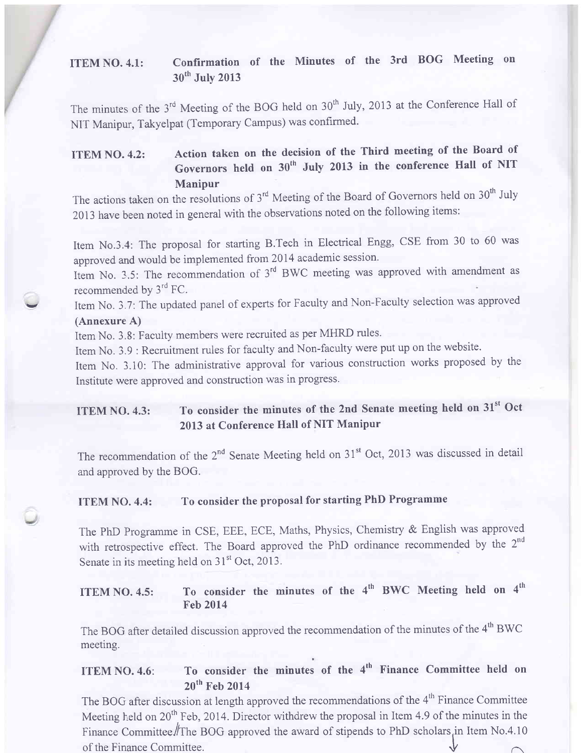**ITEM NO. 4.1: Confirmation of the Minutes of the 3rd BOG Meeting on 30th July 2013**

The minutes of the 3rd Meeting of the BOG held on 30th July, 2013 at the Conference Hall of NIT Manipur, Takyelpat (Temporary Campus) was confirmed.

**ITEM NO. 4.2: Action taken on the decision of the Third meeting of the Board of Governors held on 30th July 2013 in the conference Hall of NIT Manipur**

The actions taken on the resolutions of 3rd Meeting of the Board of Governors held on 30th July 2013 have been noted in general with the observations noted on the following items:

Item No.3.4: The proposal for starting B.Tech in Electrical Engg, CSE from 30 to 60 was approved and would be implemented from 2014 academic session.

Item No. 3.5: The recommendation of 3rd BWC meeting was approved with amendment as recommended by 3rd FC.

Item No. 3.7: The updated panel of experts for Faculty and Non-Faculty selection was approved **(Annexure A)**

Item No. 3.8: Faculty members were recruited as per MHRD rules.

Item No. 3.9 : Recruitment rules for faculty and Non-faculty were put up on the website.

Item No. 3.10: The administrative approval for various construction works proposed by the Institute were approved and construction was in progress.

**ITEM NO. 4.3: To consider the minutes of the 2nd Senate meeting held on 31st Oct 2013 at Conference Hall of NIT Manipur**

The recommendation of the 2nd Senate Meeting held on 31st Oct, 2013 was discussed in detail and approved by the BOG.

**ITEM NO. 4.4: To consider the proposal for starting PhD Programme**

The PhD Programme in CSE, EEE, ECE, Maths, Physics, Chemistry & English was approved with retrospective effect. The Board approved the PhD ordinance recommended by the 2nd Senate in its meeting held on 31st Oct, 2013.

**ITEM NO. 4.5: To consider the minutes of the 4th BWC Meeting held on 4th Feb 2014**

The BOG after detailed discussion approved the recommendation of the minutes of the 4th BWC meeting.

**ITEM NO. 4.6: To consider the minutes of the 4th Finance Committee held on 20th Feb 2014**

The BOG after discussion at length approved the recommendations of the 4th Finance Committee Meeting held on 20th Feb, 2014. Director withdrew the proposal in Item 4.9 of the minutes in the Finance Committee. The BOG approved the award of stipends to PhD scholars in Item No.4.10 of the Finance Committee.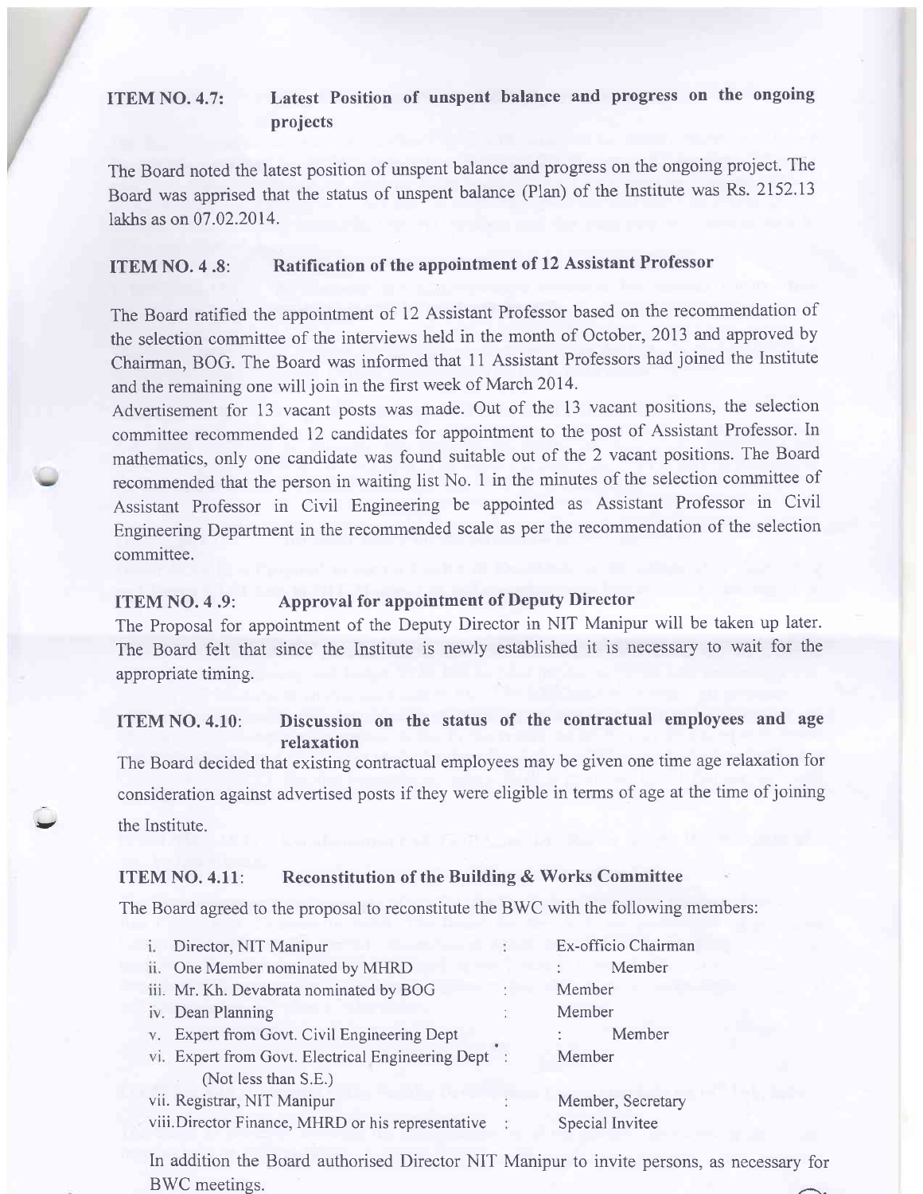## ITEM NO. 4.7: Latest Position of unspent balance and progress on the ongoing projects

The Board noted the latest position of unspent balance and progress on the ongoing project. The Board was apprised that the status of unspent balance (Plan) of the Institute was Rs. 2152.13 lakhs as on 07.02.2014.

## ITEM NO. 4 .8: Ratification of the appointment of 12 Assistant Professor

The Board ratified the appointment of 12 Assistant Professor based on the recommendation of the selection committee of the interviews held in the month of October, 2013 and approved by Chairman, BOG. The Board was informed that 11 Assistant Professors had joined the Institute and the remaining one will join in the first week of March 2014.

Advertisement for 13 vacant posts was made. Out of the 13 vacant positions, the selection committee recommended 12 candidates for appointment to the post of Assistant Professor. In mathematics, only one candidate was found suitable out of the 2 vacant positions. The Board recommended that the person in waiting list No. 1 in the minutes of the selection committee of Assistant Professor in Civil Engineering be appointed as Assistant Professor in Civil Engineering Department in the recommended scale as per the recommendation of the selection committee.

## ITEM NO. 4 .9: Approval for appointment of Deputy Director

The Proposal for appointment of the Deputy Director in NIT Manipur will be taken up later. The Board felt that since the Institute is newly established it is necessary to wait for the appropriate timing.

## ITEM NO. 4.10: Discussion on the status of the contractual employees and age relaxation

The Board decided that existing contractual employees may be given one time age relaxation for consideration against advertised posts if they were eligible in terms of age at the time of joining the Institute.

## ITEM NO. 4.11: Reconstitution of the Building & Works Committee

The Board agreed to the proposal to reconstitute the BWC with the following members:

| | | |
|---|---|---|
| i. Director, NIT Manipur | : | Ex-officio Chairman |
| ii. One Member nominated by MHRD | : | Member |
| iii. Mr. Kh. Devabrata nominated by BOG | : | Member |
| iv. Dean Planning | : | Member |
| v. Expert from Govt. Civil Engineering Dept | : | Member |
| vi. Expert from Govt. Electrical Engineering Dept (Not less than S.E.) | : | Member |
| vii. Registrar, NIT Manipur | : | Member, Secretary |
| viii. Director Finance, MHRD or his representative | : | Special Invitee |

In addition the Board authorised Director NIT Manipur to invite persons, as necessary for BWC meetings.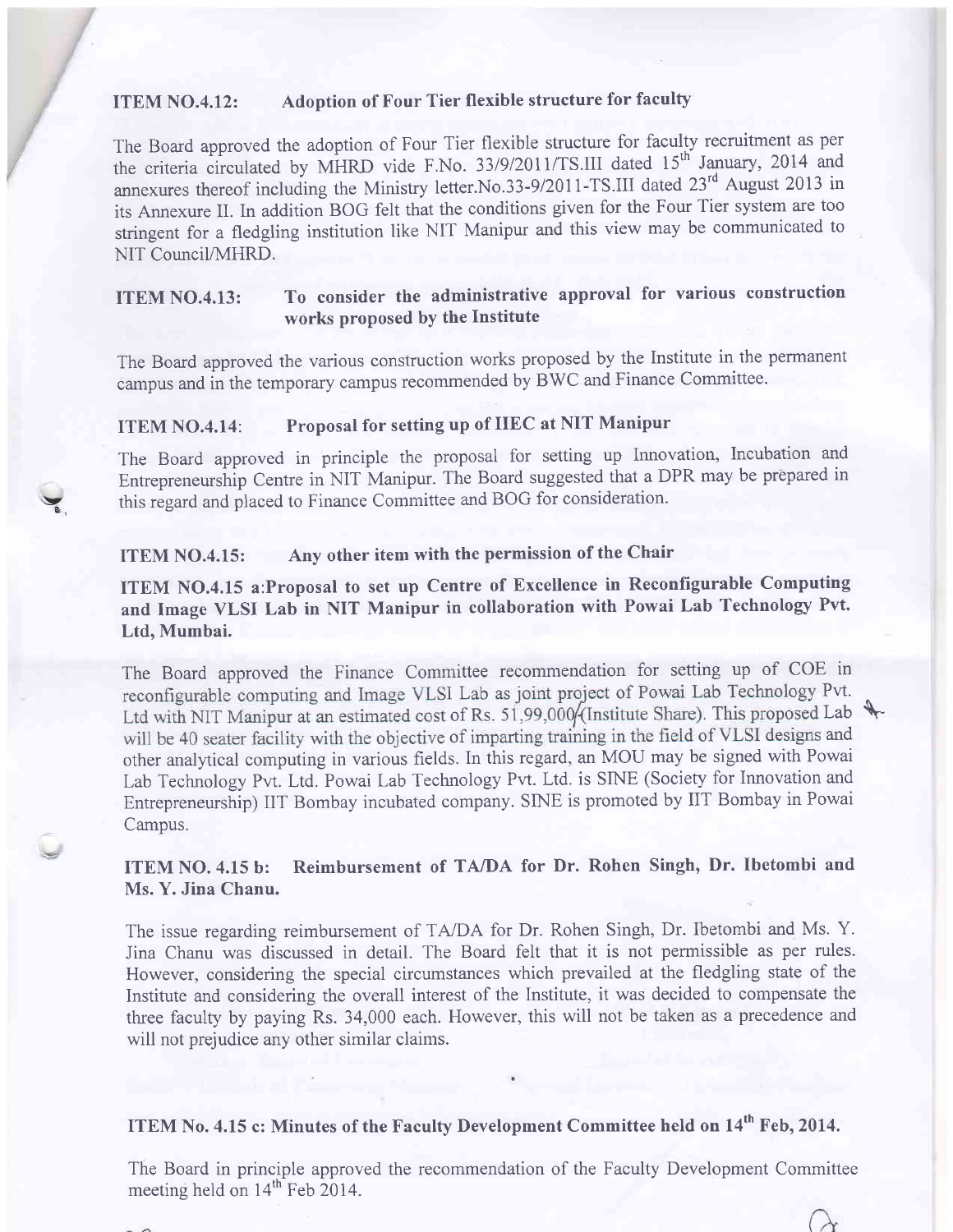### ITEM NO.4.12: Adoption of Four Tier flexible structure for faculty

The Board approved the adoption of Four Tier flexible structure for faculty recruitment as per the criteria circulated by MHRD vide F.No. 33/9/2011/TS.III dated 15th January, 2014 and annexures thereof including the Ministry letter.No.33-9/2011-TS.III dated 23rd August 2013 in its Annexure II. In addition BOG felt that the conditions given for the Four Tier system are too stringent for a fledgling institution like NIT Manipur and this view may be communicated to NIT Council/MHRD.

### ITEM NO.4.13: To consider the administrative approval for various construction works proposed by the Institute

The Board approved the various construction works proposed by the Institute in the permanent campus and in the temporary campus recommended by BWC and Finance Committee.

### ITEM NO.4.14: Proposal for setting up of IIEC at NIT Manipur

The Board approved in principle the proposal for setting up Innovation, Incubation and Entrepreneurship Centre in NIT Manipur. The Board suggested that a DPR may be prepared in this regard and placed to Finance Committee and BOG for consideration.

### ITEM NO.4.15: Any other item with the permission of the Chair

### ITEM NO.4.15 a: Proposal to set up Centre of Excellence in Reconfigurable Computing and Image VLSI Lab in NIT Manipur in collaboration with Powai Lab Technology Pvt. Ltd, Mumbai.

The Board approved the Finance Committee recommendation for setting up of COE in reconfigurable computing and Image VLSI Lab as joint project of Powai Lab Technology Pvt. Ltd with NIT Manipur at an estimated cost of Rs. 51,99,000/-(Institute Share). This proposed Lab will be 40 seater facility with the objective of imparting training in the field of VLSI designs and other analytical computing in various fields. In this regard, an MOU may be signed with Powai Lab Technology Pvt. Ltd. Powai Lab Technology Pvt. Ltd. is SINE (Society for Innovation and Entrepreneurship) IIT Bombay incubated company. SINE is promoted by IIT Bombay in Powai Campus.

### ITEM NO. 4.15 b: Reimbursement of TA/DA for Dr. Rohen Singh, Dr. Ibetombi and Ms. Y. Jina Chanu.

The issue regarding reimbursement of TA/DA for Dr. Rohen Singh, Dr. Ibetombi and Ms. Y. Jina Chanu was discussed in detail. The Board felt that it is not permissible as per rules. However, considering the special circumstances which prevailed at the fledgling state of the Institute and considering the overall interest of the Institute, it was decided to compensate the three faculty by paying Rs. 34,000 each. However, this will not be taken as a precedence and will not prejudice any other similar claims.

### ITEM No. 4.15 c: Minutes of the Faculty Development Committee held on 14th Feb, 2014.

The Board in principle approved the recommendation of the Faculty Development Committee meeting held on 14th Feb 2014.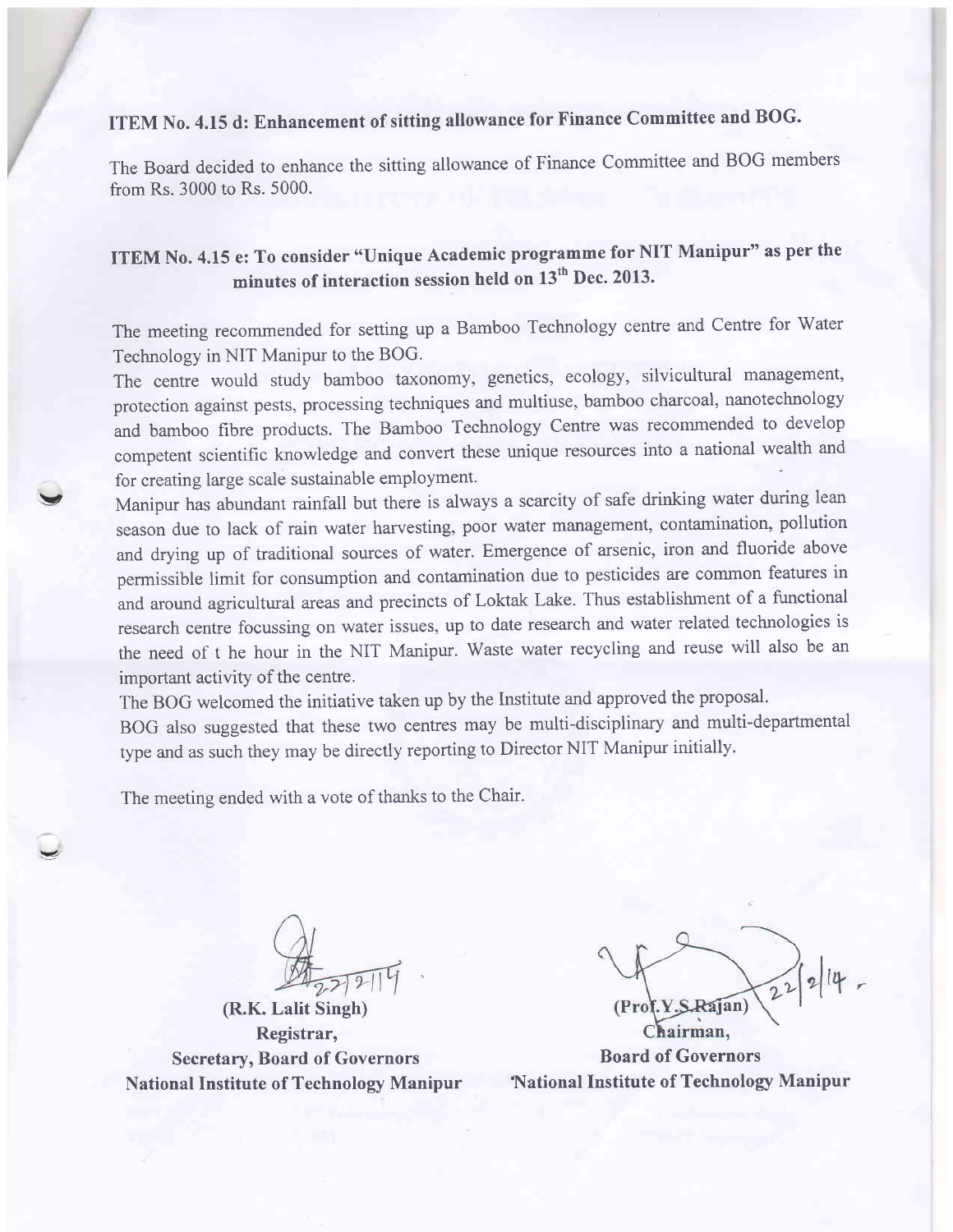### ITEM No. 4.15 d: Enhancement of sitting allowance for Finance Committee and BOG.

The Board decided to enhance the sitting allowance of Finance Committee and BOG members from Rs. 3000 to Rs. 5000.

### ITEM No. 4.15 e: To consider "Unique Academic programme for NIT Manipur" as per the minutes of interaction session held on 13th Dec. 2013.

The meeting recommended for setting up a Bamboo Technology centre and Centre for Water Technology in NIT Manipur to the BOG.

The centre would study bamboo taxonomy, genetics, ecology, silvicultural management, protection against pests, processing techniques and multiuse, bamboo charcoal, nanotechnology and bamboo fibre products. The Bamboo Technology Centre was recommended to develop competent scientific knowledge and convert these unique resources into a national wealth and for creating large scale sustainable employment.

Manipur has abundant rainfall but there is always a scarcity of safe drinking water during lean season due to lack of rain water harvesting, poor water management, contamination, pollution and drying up of traditional sources of water. Emergence of arsenic, iron and fluoride above permissible limit for consumption and contamination due to pesticides are common features in and around agricultural areas and precincts of Loktak Lake. Thus establishment of a functional research centre focussing on water issues, up to date research and water related technologies is the need of t he hour in the NIT Manipur. Waste water recycling and reuse will also be an important activity of the centre.

The BOG welcomed the initiative taken up by the Institute and approved the proposal.

BOG also suggested that these two centres may be multi-disciplinary and multi-departmental type and as such they may be directly reporting to Director NIT Manipur initially.

The meeting ended with a vote of thanks to the Chair.

22/2/14

**(R.K. Lalit Singh)**
**Registrar,**
**Secretary, Board of Governors**
**National Institute of Technology Manipur**

22/2/14

**(Prof. Y.S.Rajan)**
**Chairman,**
**Board of Governors**
**National Institute of Technology Manipur**